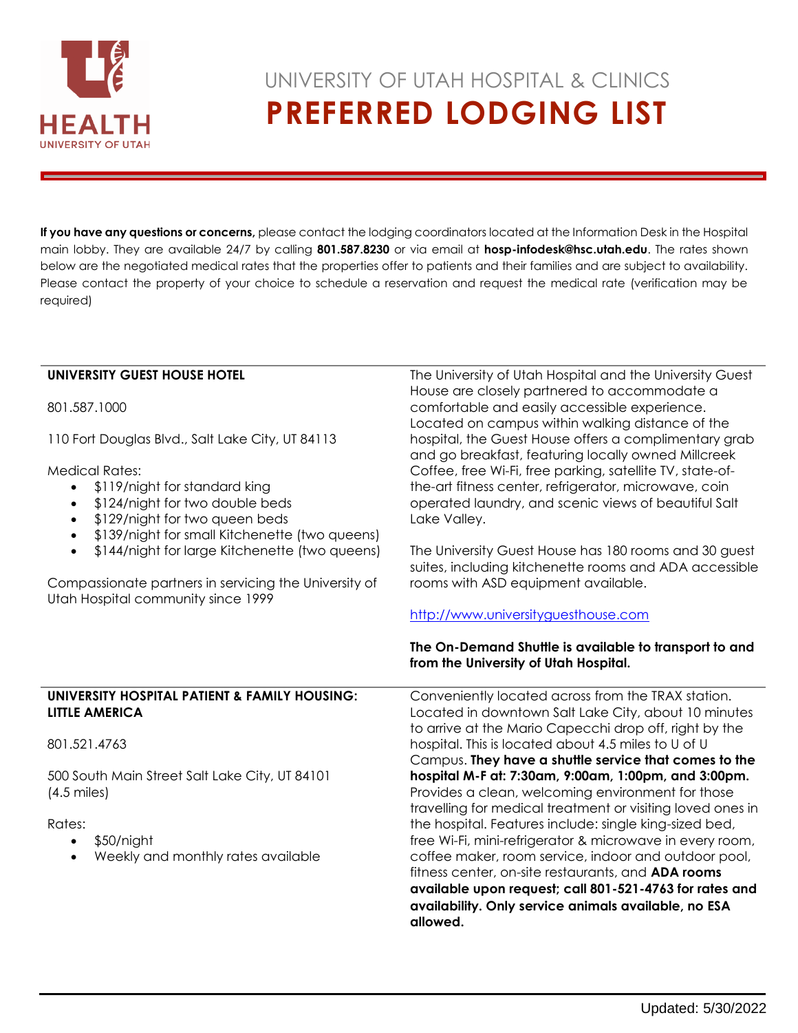# UNIVERSITY OF UTAH HOSPITAL & CLINICS

# PREFERRED LODGING LIST

**If you have any questions or concerns,** please contact the lodging coordinators located at the Information Desk in the Hospital main lobby. They are available 24/7 by calling **801.587.8230** or via email at **hosp-infodesk@hsc.utah.edu**. The rates shown below are the negotiated medical rates that the properties offer to patients and their families and are subject to availability. Please contact the property of your choice to schedule a reservation and request the medical rate (verification may be required)

---

**UNIVERSITY GUEST HOUSE HOTEL**

801.587.1000

110 Fort Douglas Blvd., Salt Lake City, UT 84113

Medical Rates:

- $119/night for standard king
- $124/night for two double beds
- $129/night for two queen beds
- $139/night for small Kitchenette (two queens)
- $144/night for large Kitchenette (two queens)

Compassionate partners in servicing the University of Utah Hospital community since 1999

The University of Utah Hospital and the University Guest House are closely partnered to accommodate a comfortable and easily accessible experience. Located on campus within walking distance of the hospital, the Guest House offers a complimentary grab and go breakfast, featuring locally owned Millcreek Coffee, free Wi-Fi, free parking, satellite TV, state-of-the-art fitness center, refrigerator, microwave, coin operated laundry, and scenic views of beautiful Salt Lake Valley.

The University Guest House has 180 rooms and 30 guest suites, including kitchenette rooms and ADA accessible rooms with ASD equipment available.

http://www.universityguesthouse.com

**The On-Demand Shuttle is available to transport to and from the University of Utah Hospital.**

---

**UNIVERSITY HOSPITAL PATIENT & FAMILY HOUSING: LITTLE AMERICA**

801.521.4763

500 South Main Street Salt Lake City, UT 84101 (4.5 miles)

Rates:

- $50/night
- Weekly and monthly rates available

Conveniently located across from the TRAX station. Located in downtown Salt Lake City, about 10 minutes to arrive at the Mario Capecchi drop off, right by the hospital. This is located about 4.5 miles to U of U Campus. **They have a shuttle service that comes to the hospital M-F at: 7:30am, 9:00am, 1:00pm, and 3:00pm.** Provides a clean, welcoming environment for those travelling for medical treatment or visiting loved ones in the hospital. Features include: single king-sized bed, free Wi-Fi, mini-refrigerator & microwave in every room, coffee maker, room service, indoor and outdoor pool, fitness center, on-site restaurants, and **ADA rooms available upon request; call 801-521-4763 for rates and availability. Only service animals available, no ESA allowed.**

Updated: 5/30/2022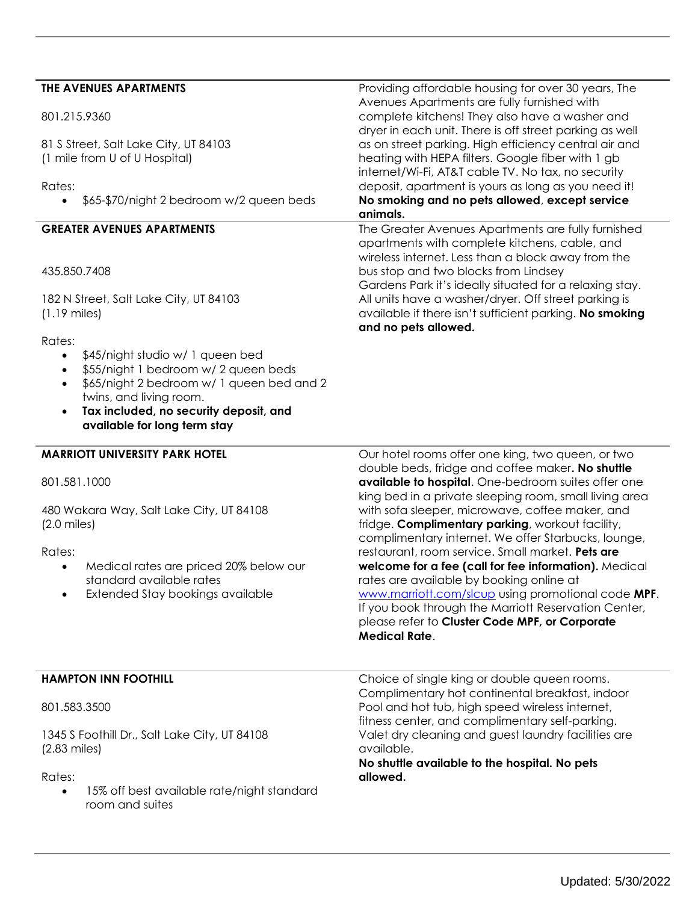| | |
|---|---|
| **THE AVENUES APARTMENTS**<br><br>801.215.9360<br><br>81 S Street, Salt Lake City, UT 84103<br>(1 mile from U of U Hospital)<br><br>Rates:<br>• $65-$70/night 2 bedroom w/2 queen beds | Providing affordable housing for over 30 years, The Avenues Apartments are fully furnished with complete kitchens! They also have a washer and dryer in each unit. There is off street parking as well as on street parking. High efficiency central air and heating with HEPA filters. Google fiber with 1 gb internet/Wi-Fi, AT&T cable TV. No tax, no security deposit, apartment is yours as long as you need it! **No smoking and no pets allowed**, **except service animals.** |
| **GREATER AVENUES APARTMENTS**<br><br>435.850.7408<br><br>182 N Street, Salt Lake City, UT 84103<br>(1.19 miles)<br><br>Rates:<br>• $45/night studio w/ 1 queen bed<br>• $55/night 1 bedroom w/ 2 queen beds<br>• $65/night 2 bedroom w/ 1 queen bed and 2 twins, and living room.<br>• **Tax included, no security deposit, and available for long term stay** | The Greater Avenues Apartments are fully furnished apartments with complete kitchens, cable, and wireless internet. Less than a block away from the bus stop and two blocks from Lindsey Gardens Park it's ideally situated for a relaxing stay. All units have a washer/dryer. Off street parking is available if there isn't sufficient parking. **No smoking and no pets allowed.** |
| **MARRIOTT UNIVERSITY PARK HOTEL**<br><br>801.581.1000<br><br>480 Wakara Way, Salt Lake City, UT 84108<br>(2.0 miles)<br><br>Rates:<br>• Medical rates are priced 20% below our standard available rates<br>• Extended Stay bookings available | Our hotel rooms offer one king, two queen, or two double beds, fridge and coffee maker**. No shuttle available to hospital**. One-bedroom suites offer one king bed in a private sleeping room, small living area with sofa sleeper, microwave, coffee maker, and fridge. **Complimentary parking**, workout facility, complimentary internet. We offer Starbucks, lounge, restaurant, room service. Small market. **Pets are welcome for a fee (call for fee information).** Medical rates are available by booking online at [www.marriott.com/slcup](www.marriott.com/slcup) using promotional code **MPF**. If you book through the Marriott Reservation Center, please refer to **Cluster Code MPF, or Corporate Medical Rate**. |
| **HAMPTON INN FOOTHILL**<br><br>801.583.3500<br><br>1345 S Foothill Dr., Salt Lake City, UT 84108<br>(2.83 miles)<br><br>Rates:<br>• 15% off best available rate/night standard room and suites | Choice of single king or double queen rooms. Complimentary hot continental breakfast, indoor Pool and hot tub, high speed wireless internet, fitness center, and complimentary self-parking. Valet dry cleaning and guest laundry facilities are available.<br>**No shuttle available to the hospital. No pets allowed.** |

Updated: 5/30/2022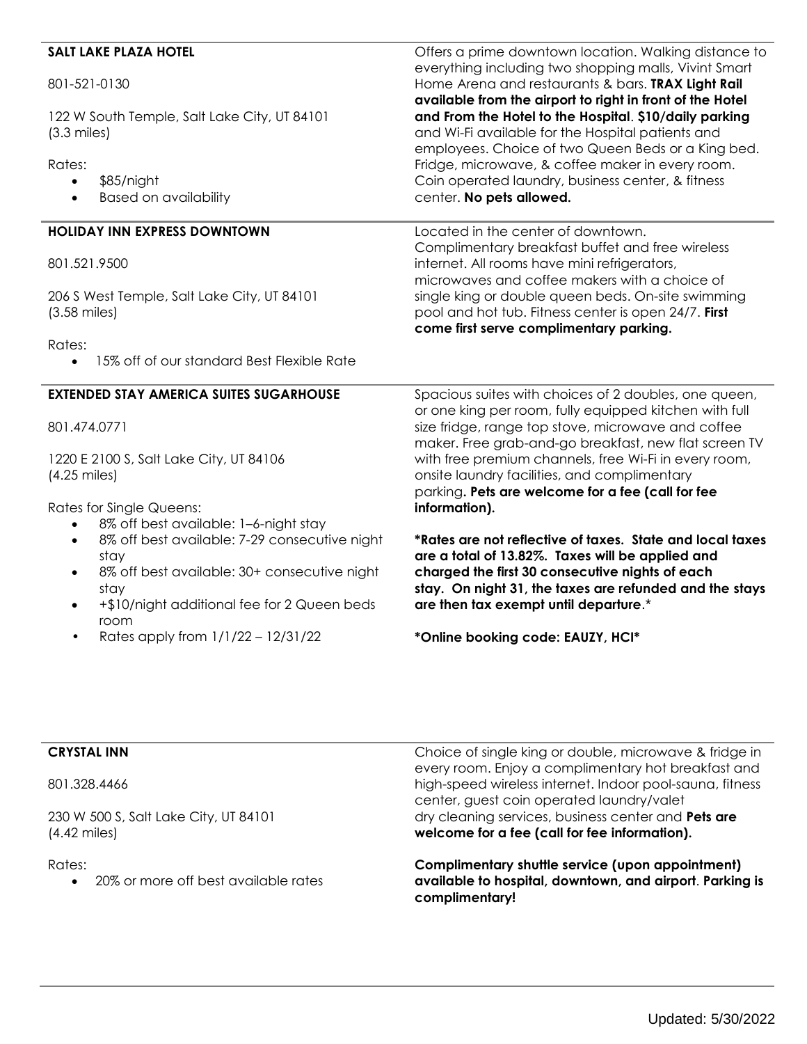**SALT LAKE PLAZA HOTEL**

801-521-0130

122 W South Temple, Salt Lake City, UT 84101
(3.3 miles)

Rates:

- $85/night
- Based on availability

Offers a prime downtown location. Walking distance to everything including two shopping malls, Vivint Smart Home Arena and restaurants & bars. **TRAX Light Rail available from the airport to right in front of the Hotel and From the Hotel to the Hospital**. **$10/daily parking** and Wi-Fi available for the Hospital patients and employees. Choice of two Queen Beds or a King bed. Fridge, microwave, & coffee maker in every room. Coin operated laundry, business center, & fitness center. **No pets allowed.**

---

**HOLIDAY INN EXPRESS DOWNTOWN**

801.521.9500

206 S West Temple, Salt Lake City, UT 84101
(3.58 miles)

Rates:

- 15% off of our standard Best Flexible Rate

Located in the center of downtown. Complimentary breakfast buffet and free wireless internet. All rooms have mini refrigerators, microwaves and coffee makers with a choice of single king or double queen beds. On-site swimming pool and hot tub. Fitness center is open 24/7. **First come first serve complimentary parking.**

---

**EXTENDED STAY AMERICA SUITES SUGARHOUSE**

801.474.0771

1220 E 2100 S, Salt Lake City, UT 84106
(4.25 miles)

Rates for Single Queens:

- 8% off best available: 1–6-night stay
- 8% off best available: 7-29 consecutive night stay
- 8% off best available: 30+ consecutive night stay
- +$10/night additional fee for 2 Queen beds room
- Rates apply from 1/1/22 – 12/31/22

Spacious suites with choices of 2 doubles, one queen, or one king per room, fully equipped kitchen with full size fridge, range top stove, microwave and coffee maker. Free grab-and-go breakfast, new flat screen TV with free premium channels, free Wi-Fi in every room, onsite laundry facilities, and complimentary parking**. Pets are welcome for a fee (call for fee information).**

**\*Rates are not reflective of taxes. State and local taxes are a total of 13.82%. Taxes will be applied and charged the first 30 consecutive nights of each stay. On night 31, the taxes are refunded and the stays are then tax exempt until departure**.*

**\*Online booking code: EAUZY, HCI\***

---

**CRYSTAL INN**

801.328.4466

230 W 500 S, Salt Lake City, UT 84101
(4.42 miles)

Rates:

- 20% or more off best available rates

Choice of single king or double, microwave & fridge in every room. Enjoy a complimentary hot breakfast and high-speed wireless internet. Indoor pool-sauna, fitness center, guest coin operated laundry/valet dry cleaning services, business center and **Pets are welcome for a fee (call for fee information).**

**Complimentary shuttle service (upon appointment) available to hospital, downtown, and airport**. **Parking is complimentary!**

---

Updated: 5/30/2022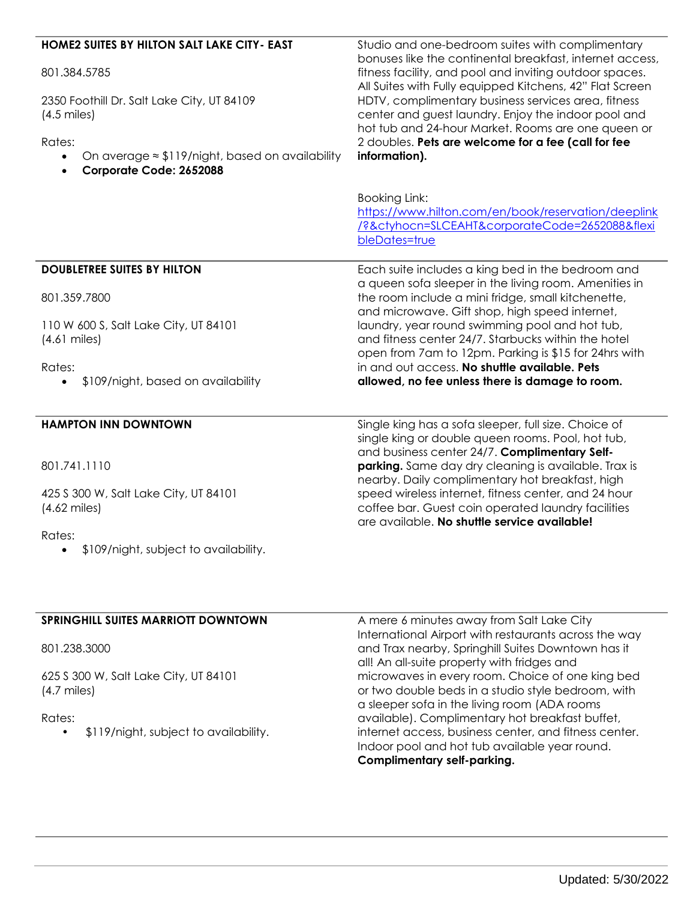| | |
|---|---|
| **HOME2 SUITES BY HILTON SALT LAKE CITY- EAST**<br><br>801.384.5785<br><br>2350 Foothill Dr. Salt Lake City, UT 84109<br>(4.5 miles)<br><br>Rates:<br>• On average ≈ $119/night, based on availability<br>• **Corporate Code: 2652088** | Studio and one-bedroom suites with complimentary bonuses like the continental breakfast, internet access, fitness facility, and pool and inviting outdoor spaces. All Suites with Fully equipped Kitchens, 42" Flat Screen HDTV, complimentary business services area, fitness center and guest laundry. Enjoy the indoor pool and hot tub and 24-hour Market. Rooms are one queen or 2 doubles. **Pets are welcome for a fee (call for fee information).**<br><br>Booking Link: [https://www.hilton.com/en/book/reservation/deeplink/?&ctyhocn=SLCEAHT&corporateCode=2652088&flexibleDates=true](https://www.hilton.com/en/book/reservation/deeplink/?&ctyhocn=SLCEAHT&corporateCode=2652088&flexibleDates=true) |
| **DOUBLETREE SUITES BY HILTON**<br><br>801.359.7800<br><br>110 W 600 S, Salt Lake City, UT 84101<br>(4.61 miles)<br><br>Rates:<br>• $109/night, based on availability | Each suite includes a king bed in the bedroom and a queen sofa sleeper in the living room. Amenities in the room include a mini fridge, small kitchenette, and microwave. Gift shop, high speed internet, laundry, year round swimming pool and hot tub, and fitness center 24/7. Starbucks within the hotel open from 7am to 12pm. Parking is $15 for 24hrs with in and out access. **No shuttle available. Pets allowed, no fee unless there is damage to room.** |
| **HAMPTON INN DOWNTOWN**<br><br>801.741.1110<br><br>425 S 300 W, Salt Lake City, UT 84101<br>(4.62 miles)<br><br>Rates:<br>• $109/night, subject to availability. | Single king has a sofa sleeper, full size. Choice of single king or double queen rooms. Pool, hot tub, and business center 24/7. **Complimentary Self-parking.** Same day dry cleaning is available. Trax is nearby. Daily complimentary hot breakfast, high speed wireless internet, fitness center, and 24 hour coffee bar. Guest coin operated laundry facilities are available. **No shuttle service available!** |
| **SPRINGHILL SUITES MARRIOTT DOWNTOWN**<br><br>801.238.3000<br><br>625 S 300 W, Salt Lake City, UT 84101<br>(4.7 miles)<br><br>Rates:<br>• $119/night, subject to availability. | A mere 6 minutes away from Salt Lake City International Airport with restaurants across the way and Trax nearby, Springhill Suites Downtown has it all! An all-suite property with fridges and microwaves in every room. Choice of one king bed or two double beds in a studio style bedroom, with a sleeper sofa in the living room (ADA rooms available). Complimentary hot breakfast buffet, internet access, business center, and fitness center. Indoor pool and hot tub available year round. **Complimentary self-parking.** |

Updated: 5/30/2022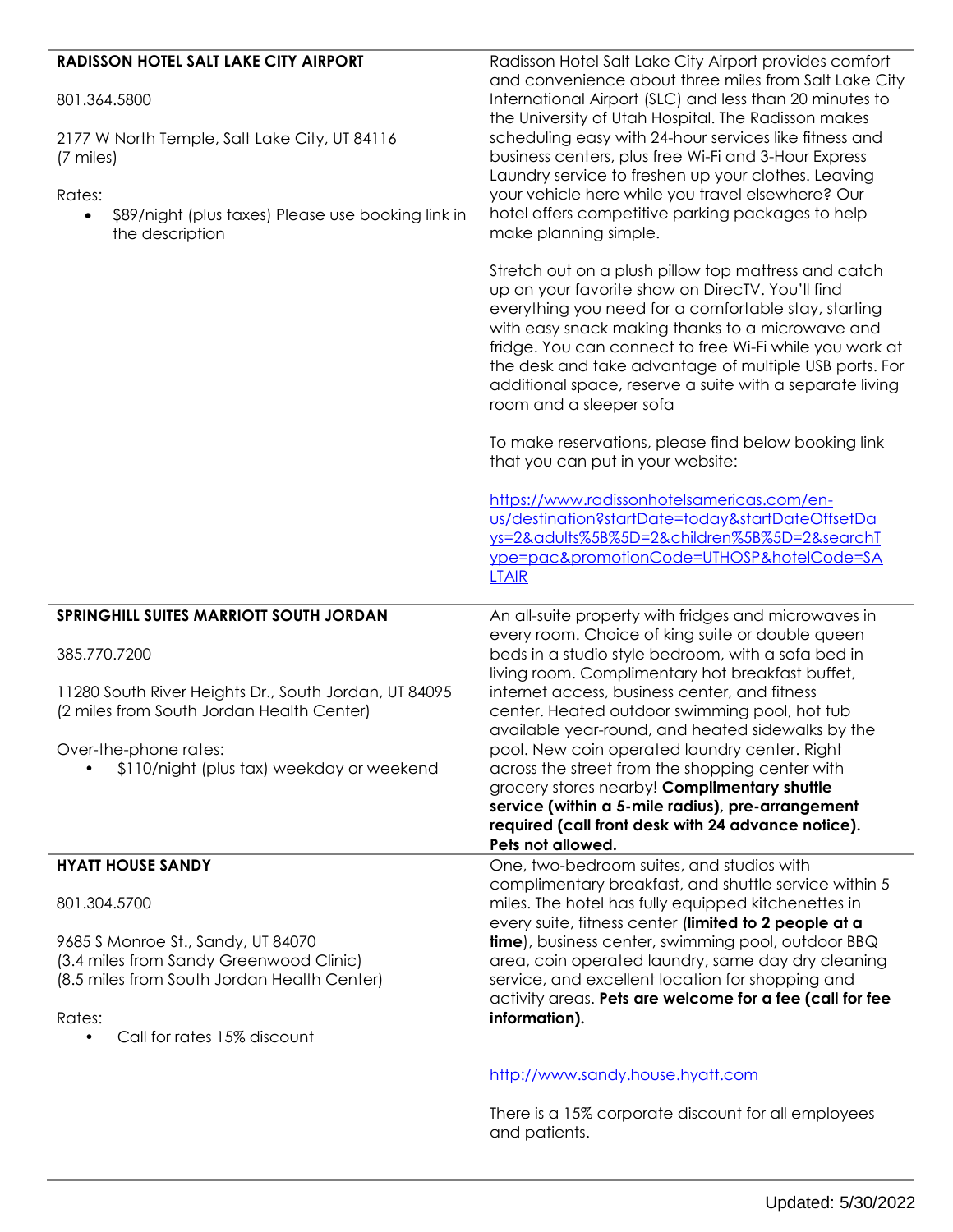| | |
|---|---|
| **RADISSON HOTEL SALT LAKE CITY AIRPORT**<br><br>801.364.5800<br><br>2177 W North Temple, Salt Lake City, UT 84116<br>(7 miles)<br><br>Rates:<br>• $89/night (plus taxes) Please use booking link in the description | Radisson Hotel Salt Lake City Airport provides comfort and convenience about three miles from Salt Lake City International Airport (SLC) and less than 20 minutes to the University of Utah Hospital. The Radisson makes scheduling easy with 24-hour services like fitness and business centers, plus free Wi-Fi and 3-Hour Express Laundry service to freshen up your clothes. Leaving your vehicle here while you travel elsewhere? Our hotel offers competitive parking packages to help make planning simple.<br><br>Stretch out on a plush pillow top mattress and catch up on your favorite show on DirecTV. You'll find everything you need for a comfortable stay, starting with easy snack making thanks to a microwave and fridge. You can connect to free Wi-Fi while you work at the desk and take advantage of multiple USB ports. For additional space, reserve a suite with a separate living room and a sleeper sofa<br><br>To make reservations, please find below booking link that you can put in your website:<br><br>https://www.radissonhotelsamericas.com/en-us/destination?startDate=today&startDateOffsetDays=2&adults%5B%5D=2&children%5B%5D=2&searchType=pac&promotionCode=UTHOSP&hotelCode=SALTAIR |
| **SPRINGHILL SUITES MARRIOTT SOUTH JORDAN**<br><br>385.770.7200<br><br>11280 South River Heights Dr., South Jordan, UT 84095<br>(2 miles from South Jordan Health Center)<br><br>Over-the-phone rates:<br>• $110/night (plus tax) weekday or weekend | An all-suite property with fridges and microwaves in every room. Choice of king suite or double queen beds in a studio style bedroom, with a sofa bed in living room. Complimentary hot breakfast buffet, internet access, business center, and fitness center. Heated outdoor swimming pool, hot tub available year-round, and heated sidewalks by the pool. New coin operated laundry center. Right across the street from the shopping center with grocery stores nearby! **Complimentary shuttle service (within a 5-mile radius), pre-arrangement required (call front desk with 24 advance notice). Pets not allowed.** |
| **HYATT HOUSE SANDY**<br><br>801.304.5700<br><br>9685 S Monroe St., Sandy, UT 84070<br>(3.4 miles from Sandy Greenwood Clinic)<br>(8.5 miles from South Jordan Health Center)<br><br>Rates:<br>• Call for rates 15% discount | One, two-bedroom suites, and studios with complimentary breakfast, and shuttle service within 5 miles. The hotel has fully equipped kitchenettes in every suite, fitness center (**limited to 2 people at a time**), business center, swimming pool, outdoor BBQ area, coin operated laundry, same day dry cleaning service, and excellent location for shopping and activity areas. **Pets are welcome for a fee (call for fee information).**<br><br>http://www.sandy.house.hyatt.com<br><br>There is a 15% corporate discount for all employees and patients. |

Updated: 5/30/2022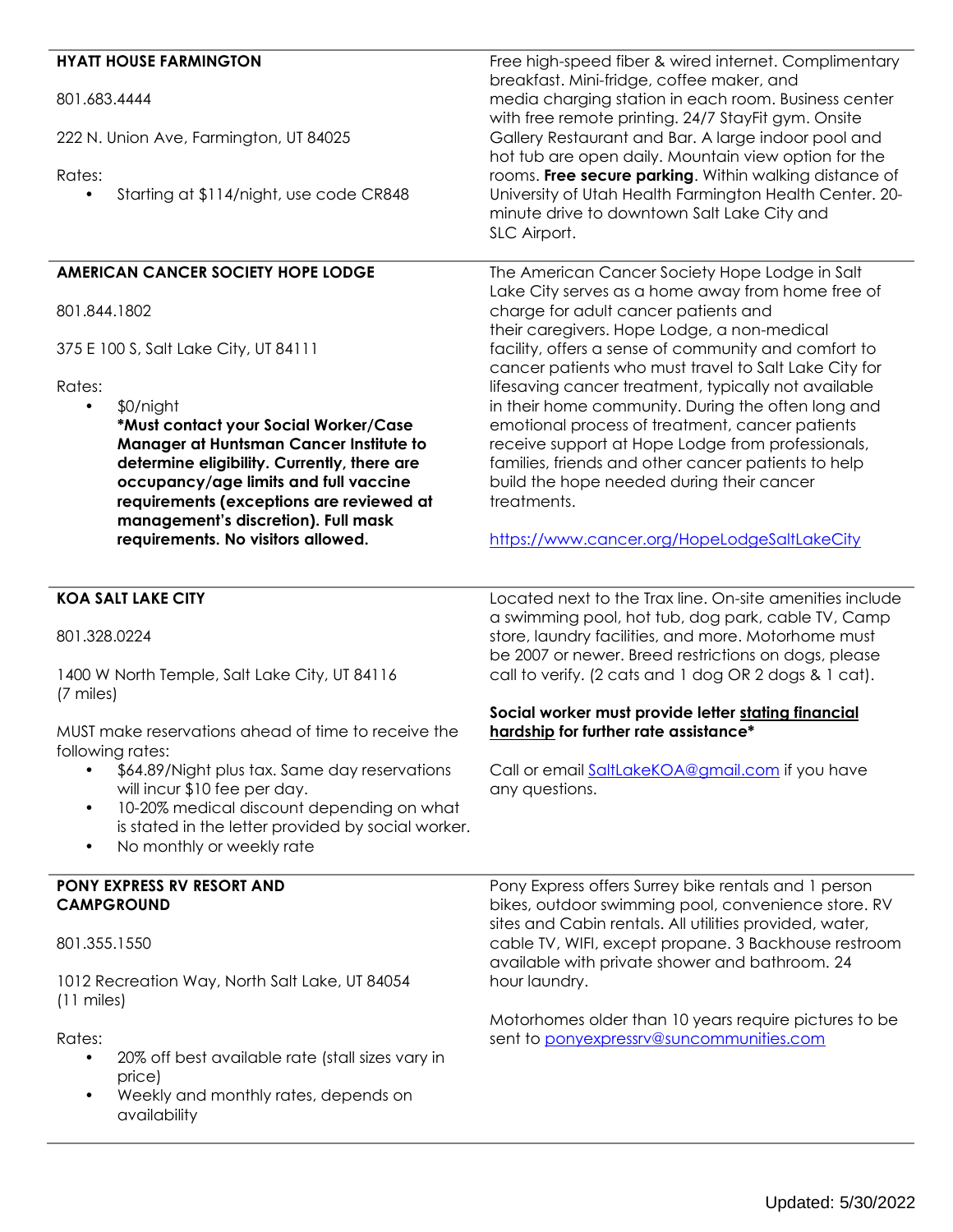| | |
|---|---|
| **HYATT HOUSE FARMINGTON**<br><br>801.683.4444<br><br>222 N. Union Ave, Farmington, UT 84025<br><br>Rates:<br>• Starting at $114/night, use code CR848 | Free high-speed fiber & wired internet. Complimentary breakfast. Mini-fridge, coffee maker, and media charging station in each room. Business center with free remote printing. 24/7 StayFit gym. Onsite Gallery Restaurant and Bar. A large indoor pool and hot tub are open daily. Mountain view option for the rooms. **Free secure parking**. Within walking distance of University of Utah Health Farmington Health Center. 20-minute drive to downtown Salt Lake City and SLC Airport. |
| **AMERICAN CANCER SOCIETY HOPE LODGE**<br><br>801.844.1802<br><br>375 E 100 S, Salt Lake City, UT 84111<br><br>Rates:<br>• $0/night<br>**\*Must contact your Social Worker/Case Manager at Huntsman Cancer Institute to determine eligibility. Currently, there are occupancy/age limits and full vaccine requirements (exceptions are reviewed at management's discretion). Full mask requirements. No visitors allowed.** | The American Cancer Society Hope Lodge in Salt Lake City serves as a home away from home free of charge for adult cancer patients and their caregivers. Hope Lodge, a non-medical facility, offers a sense of community and comfort to cancer patients who must travel to Salt Lake City for lifesaving cancer treatment, typically not available in their home community. During the often long and emotional process of treatment, cancer patients receive support at Hope Lodge from professionals, families, friends and other cancer patients to help build the hope needed during their cancer treatments.<br><br>https://www.cancer.org/HopeLodgeSaltLakeCity |
| **KOA SALT LAKE CITY**<br><br>801.328.0224<br><br>1400 W North Temple, Salt Lake City, UT 84116 (7 miles)<br><br>MUST make reservations ahead of time to receive the following rates:<br>• $64.89/Night plus tax. Same day reservations will incur $10 fee per day.<br>• 10-20% medical discount depending on what is stated in the letter provided by social worker.<br>• No monthly or weekly rate | Located next to the Trax line. On-site amenities include a swimming pool, hot tub, dog park, cable TV, Camp store, laundry facilities, and more. Motorhome must be 2007 or newer. Breed restrictions on dogs, please call to verify. (2 cats and 1 dog OR 2 dogs & 1 cat).<br><br>**Social worker must provide letter stating financial hardship for further rate assistance\***<br><br>Call or email SaltLakeKOA@gmail.com if you have any questions. |
| **PONY EXPRESS RV RESORT AND CAMPGROUND**<br><br>801.355.1550<br><br>1012 Recreation Way, North Salt Lake, UT 84054 (11 miles)<br><br>Rates:<br>• 20% off best available rate (stall sizes vary in price)<br>• Weekly and monthly rates, depends on availability | Pony Express offers Surrey bike rentals and 1 person bikes, outdoor swimming pool, convenience store. RV sites and Cabin rentals. All utilities provided, water, cable TV, WIFI, except propane. 3 Backhouse restroom available with private shower and bathroom. 24 hour laundry.<br><br>Motorhomes older than 10 years require pictures to be sent to ponyexpressrv@suncommunities.com |

Updated: 5/30/2022